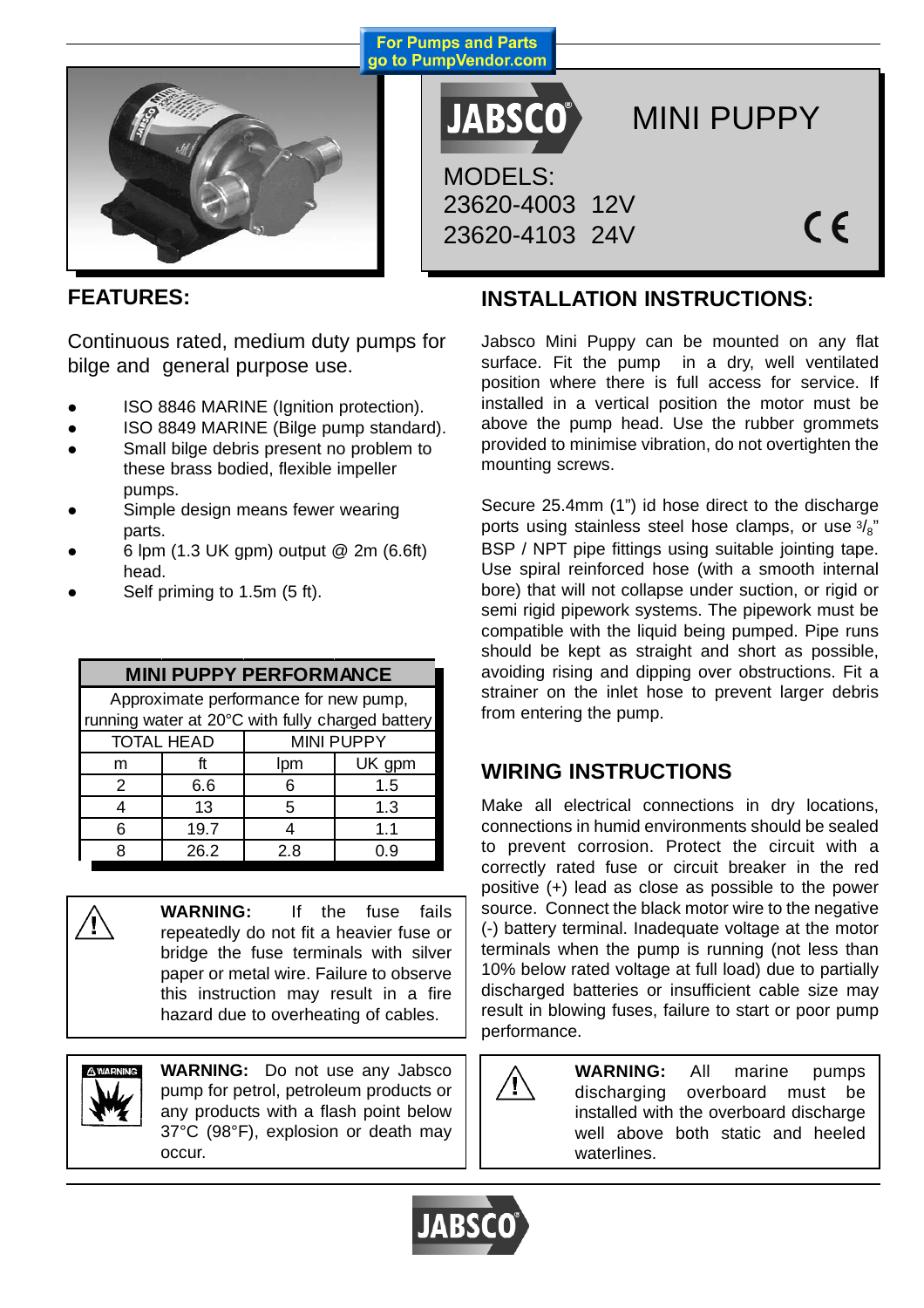For Pumps and Parts go to PumpVendor.com

# JABSCO MINI PUPPY

MODELS:
23620-4003 12V
23620-4103 24V

CE

## FEATURES:

Continuous rated, medium duty pumps for bilge and general purpose use.

- ISO 8846 MARINE (Ignition protection).
- ISO 8849 MARINE (Bilge pump standard).
- Small bilge debris present no problem to these brass bodied, flexible impeller pumps.
- Simple design means fewer wearing parts.
- 6 lpm (1.3 UK gpm) output @ 2m (6.6ft) head.
- Self priming to 1.5m (5 ft).

**MINI PUPPY PERFORMANCE**

Approximate performance for new pump, running water at 20°C with fully charged battery

| TOTAL HEAD | | MINI PUPPY | |
|---|---|---|---|
| m | ft | lpm | UK gpm |
| 2 | 6.6 | 6 | 1.5 |
| 4 | 13 | 5 | 1.3 |
| 6 | 19.7 | 4 | 1.1 |
| 8 | 26.2 | 2.8 | 0.9 |

**WARNING:** If the fuse fails repeatedly do not fit a heavier fuse or bridge the fuse terminals with silver paper or metal wire. Failure to observe this instruction may result in a fire hazard due to overheating of cables.

**WARNING:** Do not use any Jabsco pump for petrol, petroleum products or any products with a flash point below 37°C (98°F), explosion or death may occur.

## INSTALLATION INSTRUCTIONS:

Jabsco Mini Puppy can be mounted on any flat surface. Fit the pump in a dry, well ventilated position where there is full access for service. If installed in a vertical position the motor must be above the pump head. Use the rubber grommets provided to minimise vibration, do not overtighten the mounting screws.

Secure 25.4mm (1") id hose direct to the discharge ports using stainless steel hose clamps, or use 3/8" BSP / NPT pipe fittings using suitable jointing tape. Use spiral reinforced hose (with a smooth internal bore) that will not collapse under suction, or rigid or semi rigid pipework systems. The pipework must be compatible with the liquid being pumped. Pipe runs should be kept as straight and short as possible, avoiding rising and dipping over obstructions. Fit a strainer on the inlet hose to prevent larger debris from entering the pump.

## WIRING INSTRUCTIONS

Make all electrical connections in dry locations, connections in humid environments should be sealed to prevent corrosion. Protect the circuit with a correctly rated fuse or circuit breaker in the red positive (+) lead as close as possible to the power source. Connect the black motor wire to the negative (-) battery terminal. Inadequate voltage at the motor terminals when the pump is running (not less than 10% below rated voltage at full load) due to partially discharged batteries or insufficient cable size may result in blowing fuses, failure to start or poor pump performance.

**WARNING:** All marine pumps discharging overboard must be installed with the overboard discharge well above both static and heeled waterlines.

JABSCO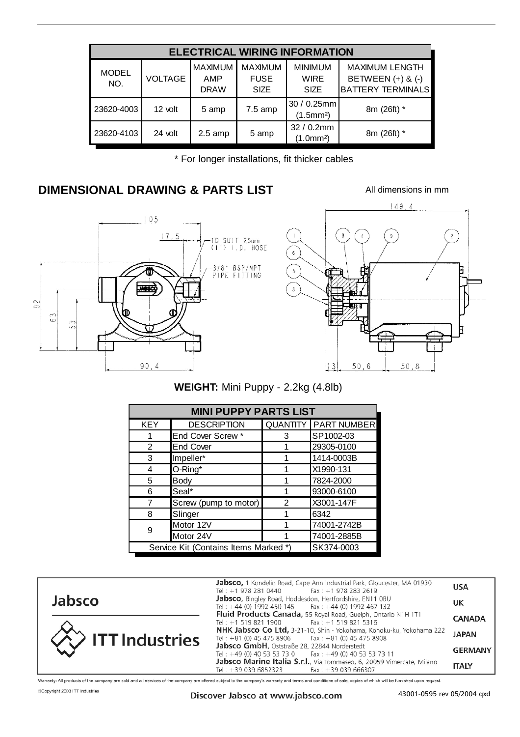| ELECTRICAL WIRING INFORMATION | | | | | |
|---|---|---|---|---|---|
| MODEL NO. | VOLTAGE | MAXIMUM AMP DRAW | MAXIMUM FUSE SIZE | MINIMUM WIRE SIZE | MAXIMUM LENGTH BETWEEN (+) & (-) BATTERY TERMINALS |
| 23620-4003 | 12 volt | 5 amp | 7.5 amp | 30 / 0.25mm ($1.5mm^2$) | 8m (26ft) * |
| 23620-4103 | 24 volt | 2.5 amp | 5 amp | 32 / 0.2mm ($1.0mm^2$) | 8m (26ft) * |

\* For longer installations, fit thicker cables

## DIMENSIONAL DRAWING & PARTS LIST

All dimensions in mm

105

17,5

TO SUIT 25mm (1") I.D. HOSE

3/8" BSP/NPT PIPE FITTING

92

63

53

90,4

149,4

1 8 4 9 2

6

5

3

13 50,6 50,8

**WEIGHT:** Mini Puppy - 2.2kg (4.8lb)

| MINI PUPPY PARTS LIST | | | |
|---|---|---|---|
| KEY | DESCRIPTION | QUANTITY | PART NUMBER |
| 1 | End Cover Screw * | 3 | SP1002-03 |
| 2 | End Cover | 1 | 29305-0100 |
| 3 | Impeller* | 1 | 1414-0003B |
| 4 | O-Ring* | 1 | X1990-131 |
| 5 | Body | 1 | 7824-2000 |
| 6 | Seal* | 1 | 93000-6100 |
| 7 | Screw (pump to motor) | 2 | X3001-147F |
| 8 | Slinger | 1 | 6342 |
| 9 | Motor 12V | 1 | 74001-2742B |
| | Motor 24V | 1 | 74001-2885B |
| Service Kit (Contains Items Marked *) | | | SK374-0003 |

Jabsco

ITT Industries

**Jabsco,** 1 Kondelin Road, Cape Ann Industrial Park, Gloucester, MA 01930 Tel : +1 978 281 0440 Fax : +1 978 283 2619 — **USA**

**Jabsco,** Bingley Road, Hoddesdon, Hertfordshire, EN11 0BU Tel : +44 (0) 1992 450 145 Fax : +44 (0) 1992 467 132 — **UK**

**Fluid Products Canada,** 55 Royal Road, Guelph, Ontario N1H 1T1 Tel : +1 519 821 1900 Fax : +1 519 821 5316 — **CANADA**

**NHK Jabsco Co Ltd,** 3-21-10, Shin - Yokohama, Kohoku-ku, Yokohama 222 Tel : +81 (0) 45 475 8906 Fax : +81 (0) 45 475 8908 — **JAPAN**

**Jabsco GmbH,** Oststraße 28, 22844 Norderstedt Tel : +49 (0) 40 53 53 73 0 Fax : +49 (0) 40 53 53 73 11 — **GERMANY**

**Jabsco Marine Italia S.r.l.,** Via Tommaseo, 6, 20059 Vimercate, Milano Tel : +39 039 6852323 Fax : +39 039 666307 — **ITALY**

Warranty: All products of the company are sold and all services of the company are offered subject to the company's warranty and terms and conditions of sale, copies of which will be furnished upon request.

©Copyright 2003 ITT Industries

Discover Jabsco at www.jabsco.com

43001-0595 rev 05/2004 qxd